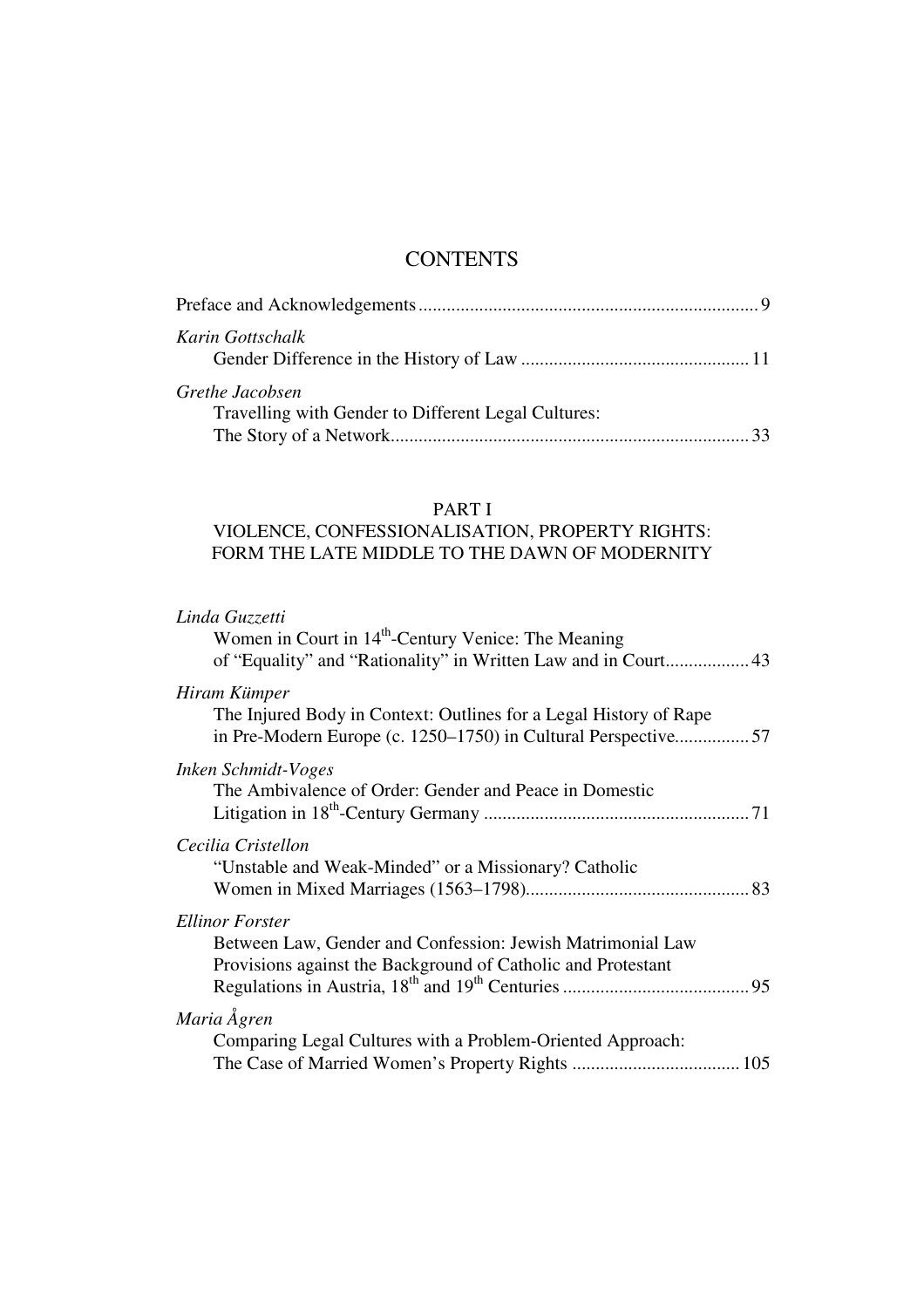# CONTENTS

Preface and Acknowledgements ........................................................................ 9

*Karin Gottschalk*
Gender Difference in the History of Law ................................................ 11

*Grethe Jacobsen*
Travelling with Gender to Different Legal Cultures:
The Story of a Network ........................................................................... 33

## PART I
## VIOLENCE, CONFESSIONALISATION, PROPERTY RIGHTS: FORM THE LATE MIDDLE TO THE DAWN OF MODERNITY

*Linda Guzzetti*
Women in Court in 14th-Century Venice: The Meaning
of "Equality" and "Rationality" in Written Law and in Court .................. 43

*Hiram Kümper*
The Injured Body in Context: Outlines for a Legal History of Rape
in Pre-Modern Europe (c. 1250–1750) in Cultural Perspective ................ 57

*Inken Schmidt-Voges*
The Ambivalence of Order: Gender and Peace in Domestic
Litigation in 18th-Century Germany ......................................................... 71

*Cecilia Cristellon*
"Unstable and Weak-Minded" or a Missionary? Catholic
Women in Mixed Marriages (1563–1798) ................................................ 83

*Ellinor Forster*
Between Law, Gender and Confession: Jewish Matrimonial Law
Provisions against the Background of Catholic and Protestant
Regulations in Austria, 18th and 19th Centuries ........................................ 95

*Maria Ågren*
Comparing Legal Cultures with a Problem-Oriented Approach:
The Case of Married Women's Property Rights .................................... 105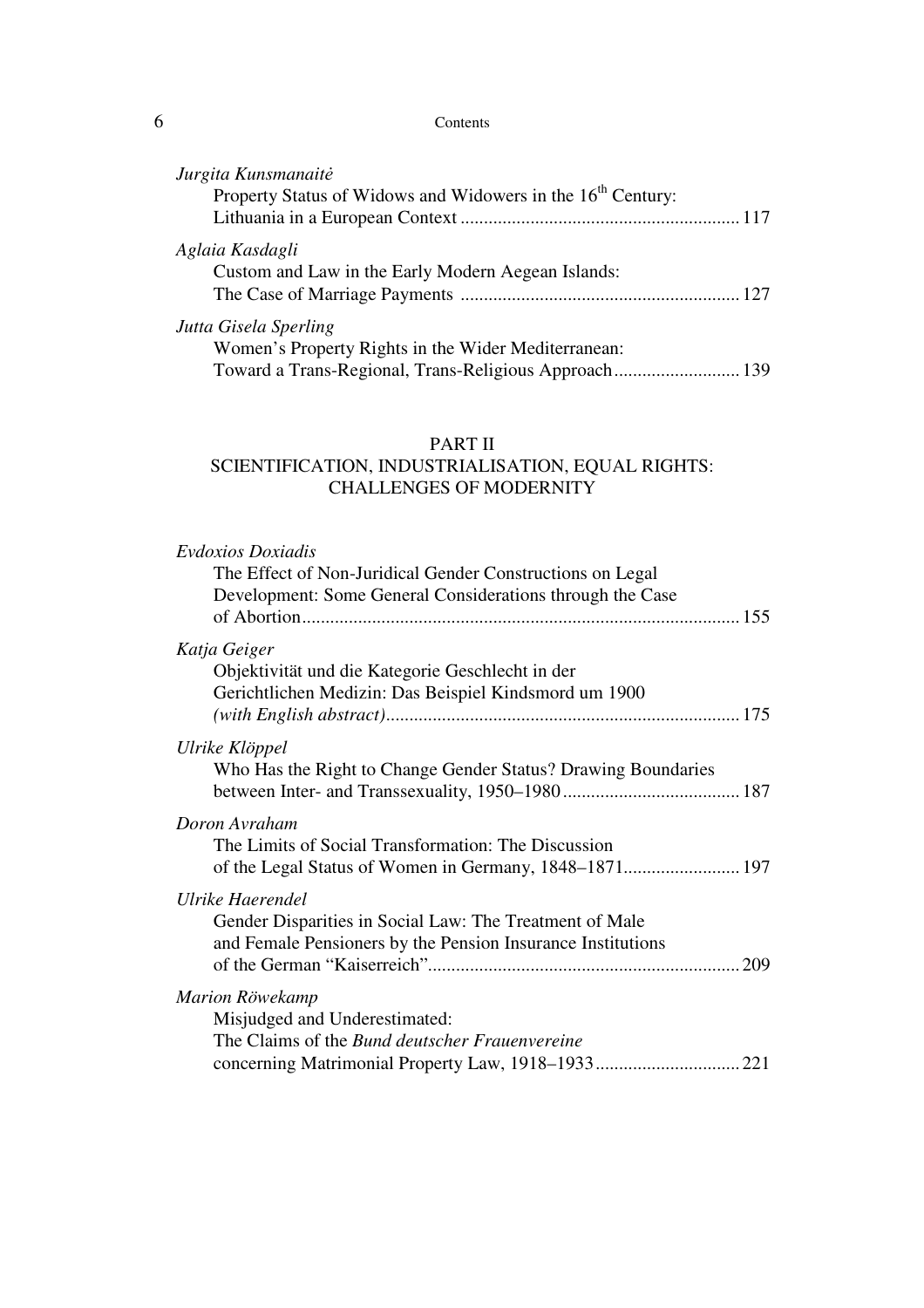*Jurgita Kunsmanaitė*
Property Status of Widows and Widowers in the 16th Century: Lithuania in a European Context ........................................................ 117

*Aglaia Kasdagli*
Custom and Law in the Early Modern Aegean Islands: The Case of Marriage Payments ........................................................ 127

*Jutta Gisela Sperling*
Women's Property Rights in the Wider Mediterranean: Toward a Trans-Regional, Trans-Religious Approach ........................ 139

## PART II
## SCIENTIFICATION, INDUSTRIALISATION, EQUAL RIGHTS: CHALLENGES OF MODERNITY

*Evdoxios Doxiadis*
The Effect of Non-Juridical Gender Constructions on Legal Development: Some General Considerations through the Case of Abortion ........................................................................................ 155

*Katja Geiger*
Objektivität und die Kategorie Geschlecht in der Gerichtlichen Medizin: Das Beispiel Kindsmord um 1900 *(with English abstract)* ........................................................................ 175

*Ulrike Klöppel*
Who Has the Right to Change Gender Status? Drawing Boundaries between Inter- and Transsexuality, 1950–1980 ................................... 187

*Doron Avraham*
The Limits of Social Transformation: The Discussion of the Legal Status of Women in Germany, 1848–1871 ........................ 197

*Ulrike Haerendel*
Gender Disparities in Social Law: The Treatment of Male and Female Pensioners by the Pension Insurance Institutions of the German "Kaiserreich" ................................................................. 209

*Marion Röwekamp*
Misjudged and Underestimated: The Claims of the *Bund deutscher Frauenvereine* concerning Matrimonial Property Law, 1918–1933 ............................. 221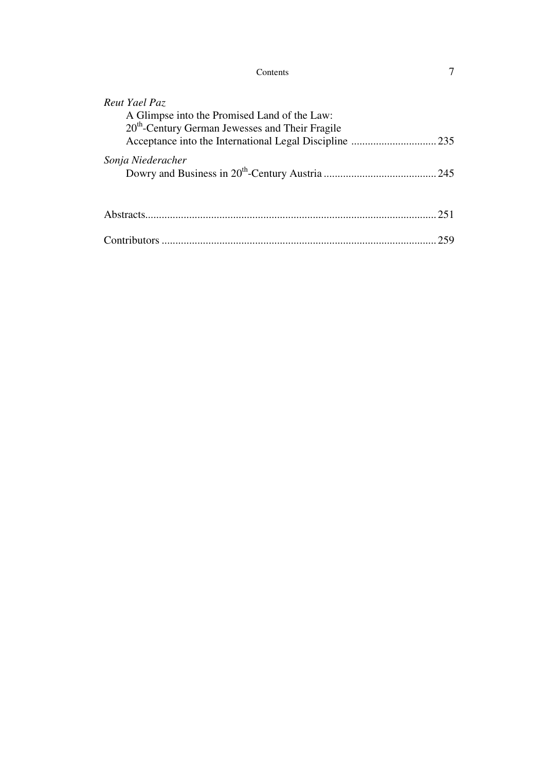*Reut Yael Paz*
A Glimpse into the Promised Land of the Law:
20th-Century German Jewesses and Their Fragile
Acceptance into the International Legal Discipline ............................... 235

*Sonja Niederacher*
Dowry and Business in 20th-Century Austria ......................................... 245

Abstracts......................................................................................................... 251

Contributors ................................................................................................... 259